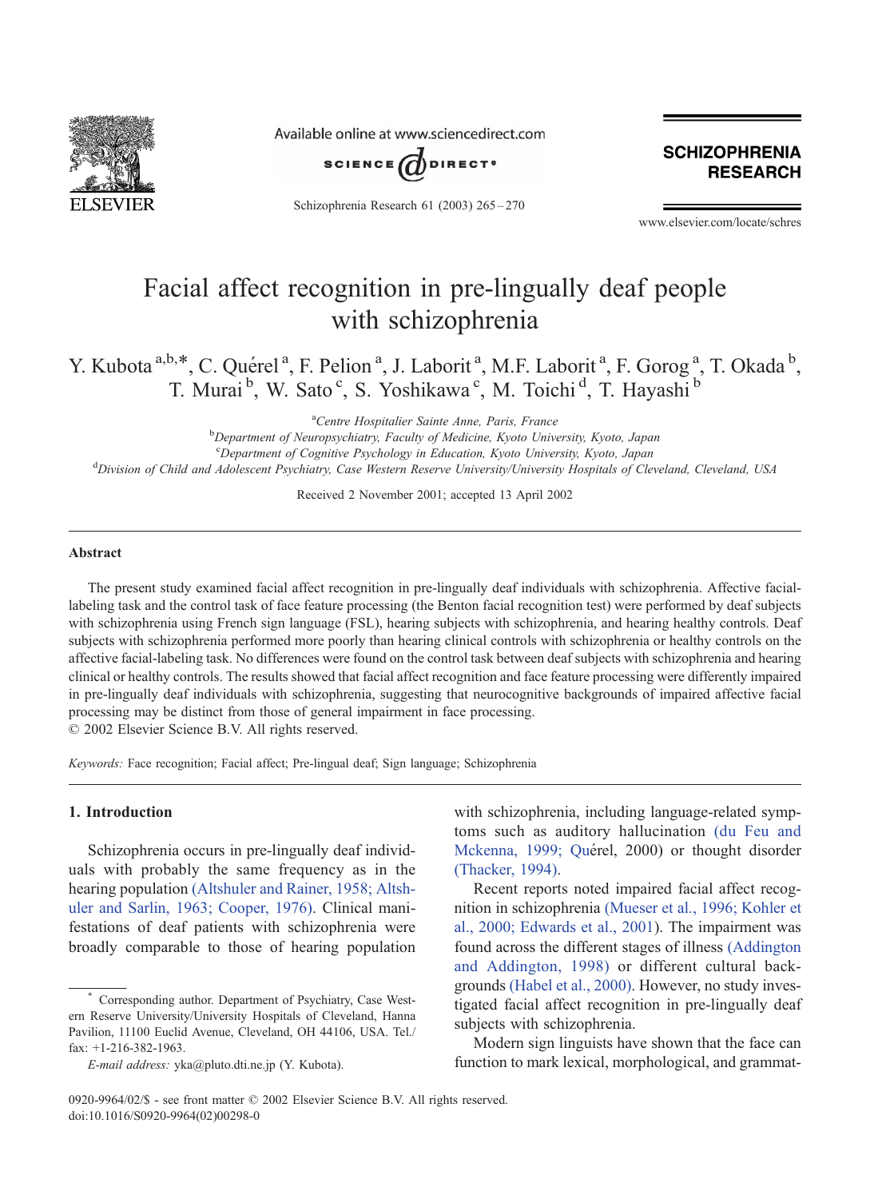# Facial affect recognition in pre-lingually deaf people with schizophrenia

Y. Kubota [a,b,*], C. Quérel [a], F. Pelion [a], J. Laborit [a], M.F. Laborit [a], F. Gorog [a], T. Okada [b], T. Murai [b], W. Sato [c], S. Yoshikawa [c], M. Toichi [d], T. Hayashi [b]

[a] Centre Hospitalier Sainte Anne, Paris, France

[b] Department of Neuropsychiatry, Faculty of Medicine, Kyoto University, Kyoto, Japan

[c] Department of Cognitive Psychology in Education, Kyoto University, Kyoto, Japan

[d] Division of Child and Adolescent Psychiatry, Case Western Reserve University/University Hospitals of Cleveland, Cleveland, USA

Received 2 November 2001; accepted 13 April 2002

## Abstract

The present study examined facial affect recognition in pre-lingually deaf individuals with schizophrenia. Affective facial-labeling task and the control task of face feature processing (the Benton facial recognition test) were performed by deaf subjects with schizophrenia using French sign language (FSL), hearing subjects with schizophrenia, and hearing healthy controls. Deaf subjects with schizophrenia performed more poorly than hearing clinical controls with schizophrenia or healthy controls on the affective facial-labeling task. No differences were found on the control task between deaf subjects with schizophrenia and hearing clinical or healthy controls. The results showed that facial affect recognition and face feature processing were differently impaired in pre-lingually deaf individuals with schizophrenia, suggesting that neurocognitive backgrounds of impaired affective facial processing may be distinct from those of general impairment in face processing.

© 2002 Elsevier Science B.V. All rights reserved.

*Keywords:* Face recognition; Facial affect; Pre-lingual deaf; Sign language; Schizophrenia

## 1. Introduction

Schizophrenia occurs in pre-lingually deaf individuals with probably the same frequency as in the hearing population (Altshuler and Rainer, 1958; Altshuler and Sarlin, 1963; Cooper, 1976). Clinical manifestations of deaf patients with schizophrenia were broadly comparable to those of hearing population with schizophrenia, including language-related symptoms such as auditory hallucination (du Feu and Mckenna, 1999; Quérel, 2000) or thought disorder (Thacker, 1994).

Recent reports noted impaired facial affect recognition in schizophrenia (Mueser et al., 1996; Kohler et al., 2000; Edwards et al., 2001). The impairment was found across the different stages of illness (Addington and Addington, 1998) or different cultural backgrounds (Habel et al., 2000). However, no study investigated facial affect recognition in pre-lingually deaf subjects with schizophrenia.

Modern sign linguists have shown that the face can function to mark lexical, morphological, and grammat-

\* Corresponding author. Department of Psychiatry, Case Western Reserve University/University Hospitals of Cleveland, Hanna Pavilion, 11100 Euclid Avenue, Cleveland, OH 44106, USA. Tel./fax: +1-216-382-1963.

*E-mail address:* yka@pluto.dti.ne.jp (Y. Kubota).

0920-9964/02/$ - see front matter © 2002 Elsevier Science B.V. All rights reserved.
doi:10.1016/S0920-9964(02)00298-0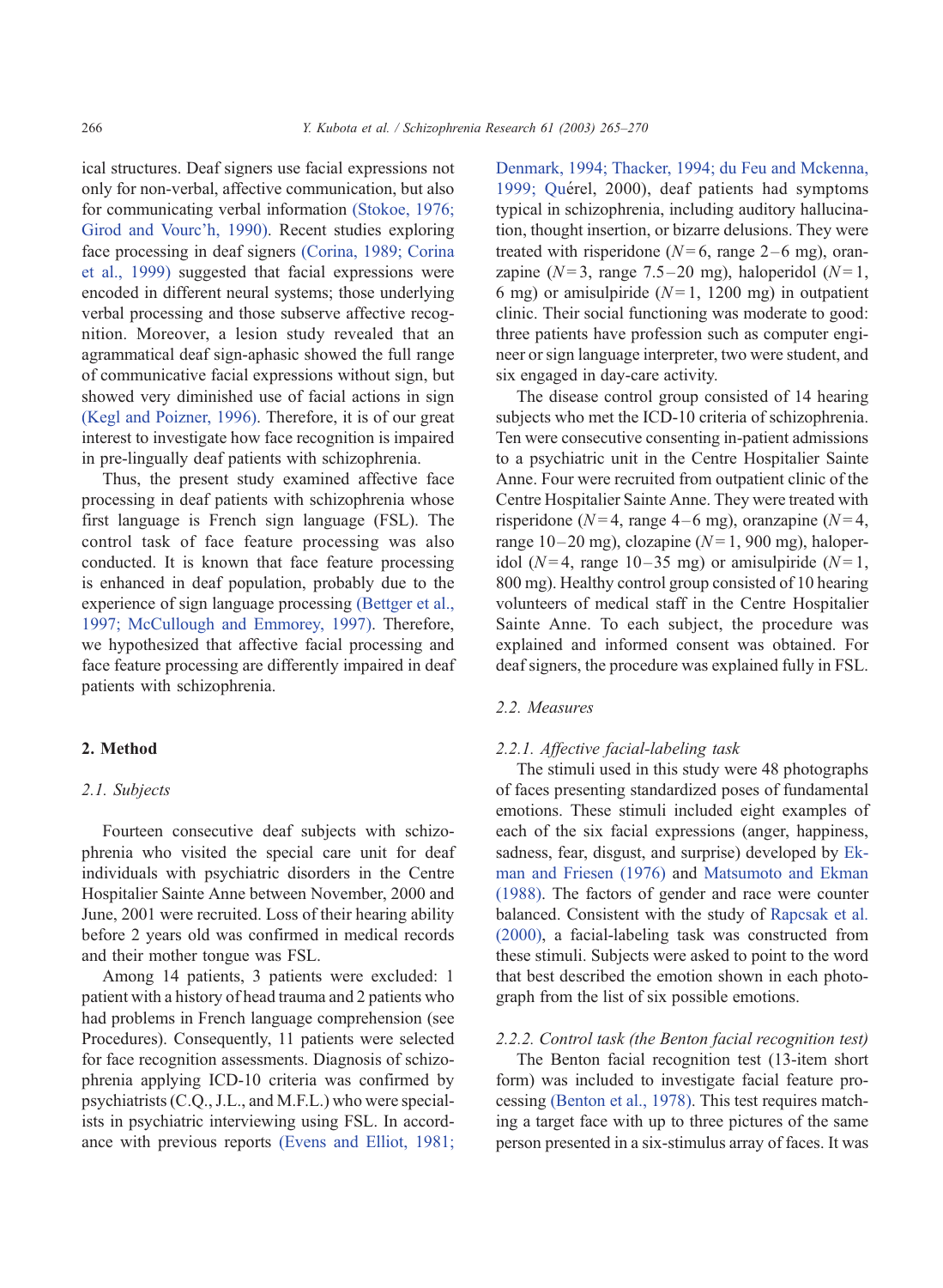ical structures. Deaf signers use facial expressions not only for non-verbal, affective communication, but also for communicating verbal information (Stokoe, 1976; Girod and Vourc'h, 1990). Recent studies exploring face processing in deaf signers (Corina, 1989; Corina et al., 1999) suggested that facial expressions were encoded in different neural systems; those underlying verbal processing and those subserve affective recognition. Moreover, a lesion study revealed that an agrammatical deaf sign-aphasic showed the full range of communicative facial expressions without sign, but showed very diminished use of facial actions in sign (Kegl and Poizner, 1996). Therefore, it is of our great interest to investigate how face recognition is impaired in pre-lingually deaf patients with schizophrenia.

Thus, the present study examined affective face processing in deaf patients with schizophrenia whose first language is French sign language (FSL). The control task of face feature processing was also conducted. It is known that face feature processing is enhanced in deaf population, probably due to the experience of sign language processing (Bettger et al., 1997; McCullough and Emmorey, 1997). Therefore, we hypothesized that affective facial processing and face feature processing are differently impaired in deaf patients with schizophrenia.

## 2. Method

### 2.1. Subjects

Fourteen consecutive deaf subjects with schizophrenia who visited the special care unit for deaf individuals with psychiatric disorders in the Centre Hospitalier Sainte Anne between November, 2000 and June, 2001 were recruited. Loss of their hearing ability before 2 years old was confirmed in medical records and their mother tongue was FSL.

Among 14 patients, 3 patients were excluded: 1 patient with a history of head trauma and 2 patients who had problems in French language comprehension (see Procedures). Consequently, 11 patients were selected for face recognition assessments. Diagnosis of schizophrenia applying ICD-10 criteria was confirmed by psychiatrists (C.Q., J.L., and M.F.L.) who were specialists in psychiatric interviewing using FSL. In accordance with previous reports (Evens and Elliot, 1981; Denmark, 1994; Thacker, 1994; du Feu and Mckenna, 1999; Quérel, 2000), deaf patients had symptoms typical in schizophrenia, including auditory hallucination, thought insertion, or bizarre delusions. They were treated with risperidone ($N = 6$, range 2–6 mg), oranzapine ($N = 3$, range 7.5–20 mg), haloperidol ($N = 1$, 6 mg) or amisulpiride ($N = 1$, 1200 mg) in outpatient clinic. Their social functioning was moderate to good: three patients have profession such as computer engineer or sign language interpreter, two were student, and six engaged in day-care activity.

The disease control group consisted of 14 hearing subjects who met the ICD-10 criteria of schizophrenia. Ten were consecutive consenting in-patient admissions to a psychiatric unit in the Centre Hospitalier Sainte Anne. Four were recruited from outpatient clinic of the Centre Hospitalier Sainte Anne. They were treated with risperidone ($N = 4$, range 4–6 mg), oranzapine ($N = 4$, range 10–20 mg), clozapine ($N = 1$, 900 mg), haloperidol ($N = 4$, range 10–35 mg) or amisulpiride ($N = 1$, 800 mg). Healthy control group consisted of 10 hearing volunteers of medical staff in the Centre Hospitalier Sainte Anne. To each subject, the procedure was explained and informed consent was obtained. For deaf signers, the procedure was explained fully in FSL.

### 2.2. Measures

#### 2.2.1. Affective facial-labeling task

The stimuli used in this study were 48 photographs of faces presenting standardized poses of fundamental emotions. These stimuli included eight examples of each of the six facial expressions (anger, happiness, sadness, fear, disgust, and surprise) developed by Ekman and Friesen (1976) and Matsumoto and Ekman (1988). The factors of gender and race were counter balanced. Consistent with the study of Rapcsak et al. (2000), a facial-labeling task was constructed from these stimuli. Subjects were asked to point to the word that best described the emotion shown in each photograph from the list of six possible emotions.

#### 2.2.2. Control task (the Benton facial recognition test)

The Benton facial recognition test (13-item short form) was included to investigate facial feature processing (Benton et al., 1978). This test requires matching a target face with up to three pictures of the same person presented in a six-stimulus array of faces. It was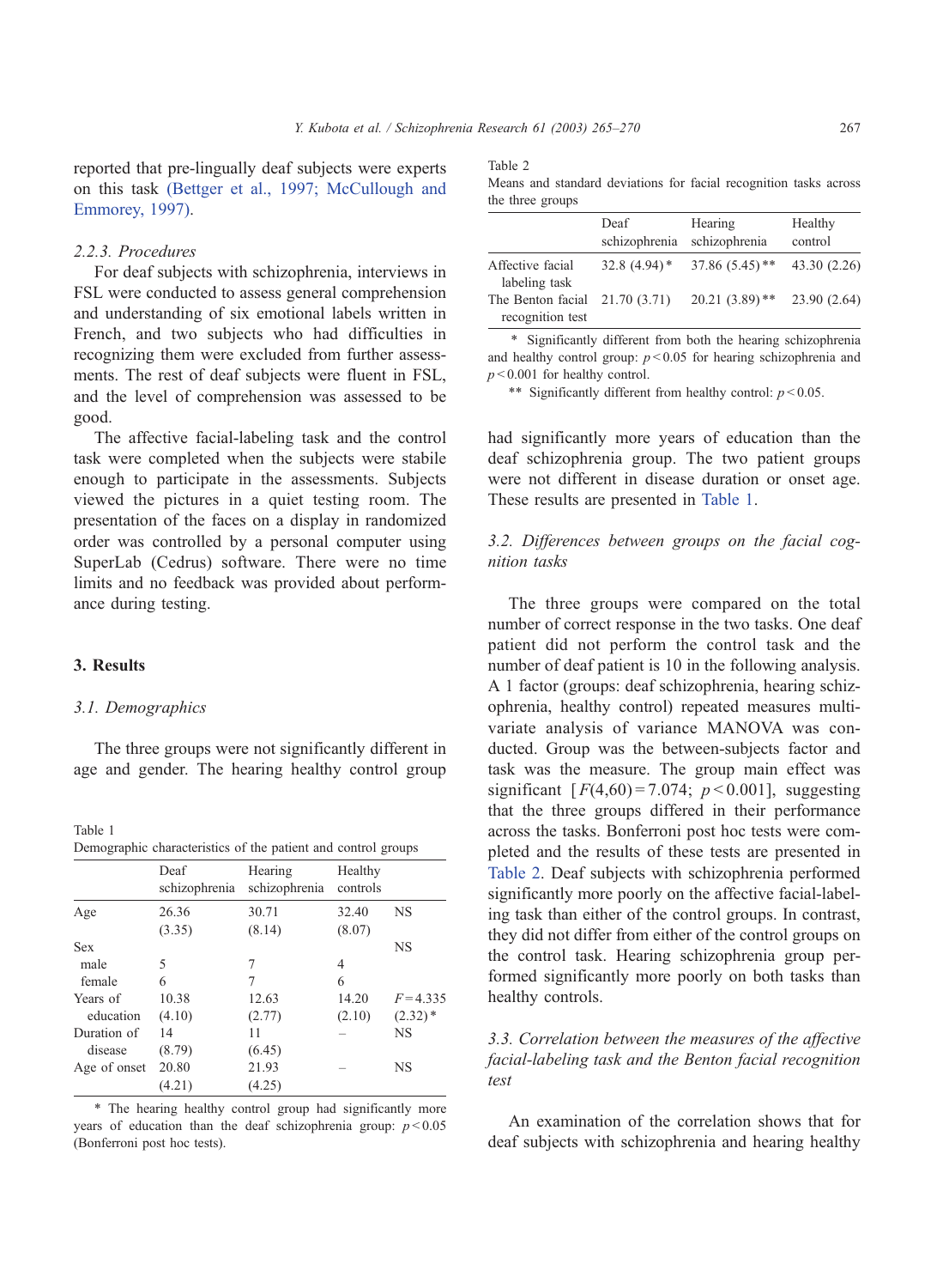reported that pre-lingually deaf subjects were experts on this task (Bettger et al., 1997; McCullough and Emmorey, 1997).

### 2.2.3. Procedures

For deaf subjects with schizophrenia, interviews in FSL were conducted to assess general comprehension and understanding of six emotional labels written in French, and two subjects who had difficulties in recognizing them were excluded from further assessments. The rest of deaf subjects were fluent in FSL, and the level of comprehension was assessed to be good.

The affective facial-labeling task and the control task were completed when the subjects were stabile enough to participate in the assessments. Subjects viewed the pictures in a quiet testing room. The presentation of the faces on a display in randomized order was controlled by a personal computer using SuperLab (Cedrus) software. There were no time limits and no feedback was provided about performance during testing.

## 3. Results

### 3.1. Demographics

The three groups were not significantly different in age and gender. The hearing healthy control group had significantly more years of education than the deaf schizophrenia group. The two patient groups were not different in disease duration or onset age. These results are presented in Table 1.

Table 1
Demographic characteristics of the patient and control groups

| | Deaf schizophrenia | Hearing schizophrenia | Healthy controls | |
|---|---|---|---|---|
| Age | 26.36 (3.35) | 30.71 (8.14) | 32.40 (8.07) | NS |
| Sex | | | | NS |
| male | 5 | 7 | 4 | |
| female | 6 | 7 | 6 | |
| Years of education | 10.38 (4.10) | 12.63 (2.77) | 14.20 (2.10) | $F = 4.335$ (2.32)* |
| Duration of disease | 14 (8.79) | 11 (6.45) | – | NS |
| Age of onset | 20.80 (4.21) | 21.93 (4.25) | – | NS |

\* The hearing healthy control group had significantly more years of education than the deaf schizophrenia group: $p < 0.05$ (Bonferroni post hoc tests).

Table 2
Means and standard deviations for facial recognition tasks across the three groups

| | Deaf schizophrenia | Hearing schizophrenia | Healthy control |
|---|---|---|---|
| Affective facial labeling task | 32.8 (4.94)* | 37.86 (5.45)** | 43.30 (2.26) |
| The Benton facial recognition test | 21.70 (3.71) | 20.21 (3.89)** | 23.90 (2.64) |

\* Significantly different from both the hearing schizophrenia and healthy control group: $p < 0.05$ for hearing schizophrenia and $p < 0.001$ for healthy control.

\*\* Significantly different from healthy control: $p < 0.05$.

### 3.2. Differences between groups on the facial cognition tasks

The three groups were compared on the total number of correct response in the two tasks. One deaf patient did not perform the control task and the number of deaf patient is 10 in the following analysis. A 1 factor (groups: deaf schizophrenia, hearing schizophrenia, healthy control) repeated measures multivariate analysis of variance MANOVA was conducted. Group was the between-subjects factor and task was the measure. The group main effect was significant [$F(4,60) = 7.074$; $p < 0.001$], suggesting that the three groups differed in their performance across the tasks. Bonferroni post hoc tests were completed and the results of these tests are presented in Table 2. Deaf subjects with schizophrenia performed significantly more poorly on the affective facial-labeling task than either of the control groups. In contrast, they did not differ from either of the control groups on the control task. Hearing schizophrenia group performed significantly more poorly on both tasks than healthy controls.

### 3.3. Correlation between the measures of the affective facial-labeling task and the Benton facial recognition test

An examination of the correlation shows that for deaf subjects with schizophrenia and hearing healthy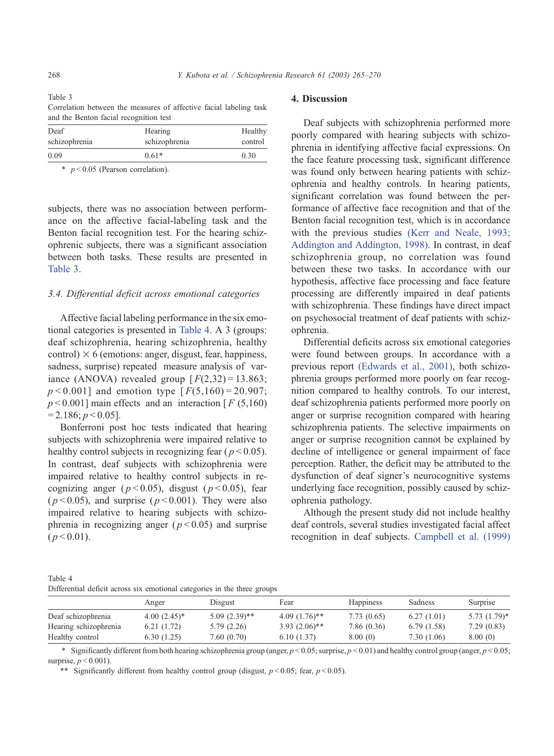Table 3
Correlation between the measures of affective facial labeling task and the Benton facial recognition test

| Deaf schizophrenia | Hearing schizophrenia | Healthy control |
|---|---|---|
| 0.09 | 0.61* | 0.30 |

* $p < 0.05$ (Pearson correlation).

subjects, there was no association between performance on the affective facial-labeling task and the Benton facial recognition test. For the hearing schizophrenic subjects, there was a significant association between both tasks. These results are presented in Table 3.

### 3.4. Differential deficit across emotional categories

Affective facial labeling performance in the six emotional categories is presented in Table 4. A 3 (groups: deaf schizophrenia, hearing schizophrenia, healthy control) × 6 (emotions: anger, disgust, fear, happiness, sadness, surprise) repeated measure analysis of variance (ANOVA) revealed group [$F(2,32) = 13.863$; $p < 0.001$] and emotion type [$F(5,160) = 20.907$; $p < 0.001$] main effects and an interaction [$F(5,160) = 2.186$; $p < 0.05$].

Bonferroni post hoc tests indicated that hearing subjects with schizophrenia were impaired relative to healthy control subjects in recognizing fear ($p < 0.05$). In contrast, deaf subjects with schizophrenia were impaired relative to healthy control subjects in recognizing anger ($p < 0.05$), disgust ($p < 0.05$), fear ($p < 0.05$), and surprise ($p < 0.001$). They were also impaired relative to hearing subjects with schizophrenia in recognizing anger ($p < 0.05$) and surprise ($p < 0.01$).

## 4. Discussion

Deaf subjects with schizophrenia performed more poorly compared with hearing subjects with schizophrenia in identifying affective facial expressions. On the face feature processing task, significant difference was found only between hearing patients with schizophrenia and healthy controls. In hearing patients, significant correlation was found between the performance of affective face recognition and that of the Benton facial recognition test, which is in accordance with the previous studies (Kerr and Neale, 1993; Addington and Addington, 1998). In contrast, in deaf schizophrenia group, no correlation was found between these two tasks. In accordance with our hypothesis, affective face processing and face feature processing are differently impaired in deaf patients with schizophrenia. These findings have direct impact on psychosocial treatment of deaf patients with schizophrenia.

Differential deficits across six emotional categories were found between groups. In accordance with a previous report (Edwards et al., 2001), both schizophrenia groups performed more poorly on fear recognition compared to healthy controls. To our interest, deaf schizophrenia patients performed more poorly on anger or surprise recognition compared with hearing schizophrenia patients. The selective impairments on anger or surprise recognition cannot be explained by decline of intelligence or general impairment of face perception. Rather, the deficit may be attributed to the dysfunction of deaf signer's neurocognitive systems underlying face recognition, possibly caused by schizophrenia pathology.

Although the present study did not include healthy deaf controls, several studies investigated facial affect recognition in deaf subjects. Campbell et al. (1999)

Table 4
Differential deficit across six emotional categories in the three groups

| | Anger | Disgust | Fear | Happiness | Sadness | Surprise |
|---|---|---|---|---|---|---|
| Deaf schizophrenia | 4.00 (2.45)* | 5.09 (2.39)** | 4.09 (1.76)** | 7.73 (0.65) | 6.27 (1.01) | 5.73 (1.79)* |
| Hearing schizophrenia | 6.21 (1.72) | 5.79 (2.26) | 3.93 (2.06)** | 7.86 (0.36) | 6.79 (1.58) | 7.29 (0.83) |
| Healthy control | 6.30 (1.25) | 7.60 (0.70) | 6.10 (1.37) | 8.00 (0) | 7.30 (1.06) | 8.00 (0) |

* Significantly different from both hearing schizophrenia group (anger, $p < 0.05$; surprise, $p < 0.01$) and healthy control group (anger, $p < 0.05$; surprise, $p < 0.001$).

** Significantly different from healthy control group (disgust, $p < 0.05$; fear, $p < 0.05$).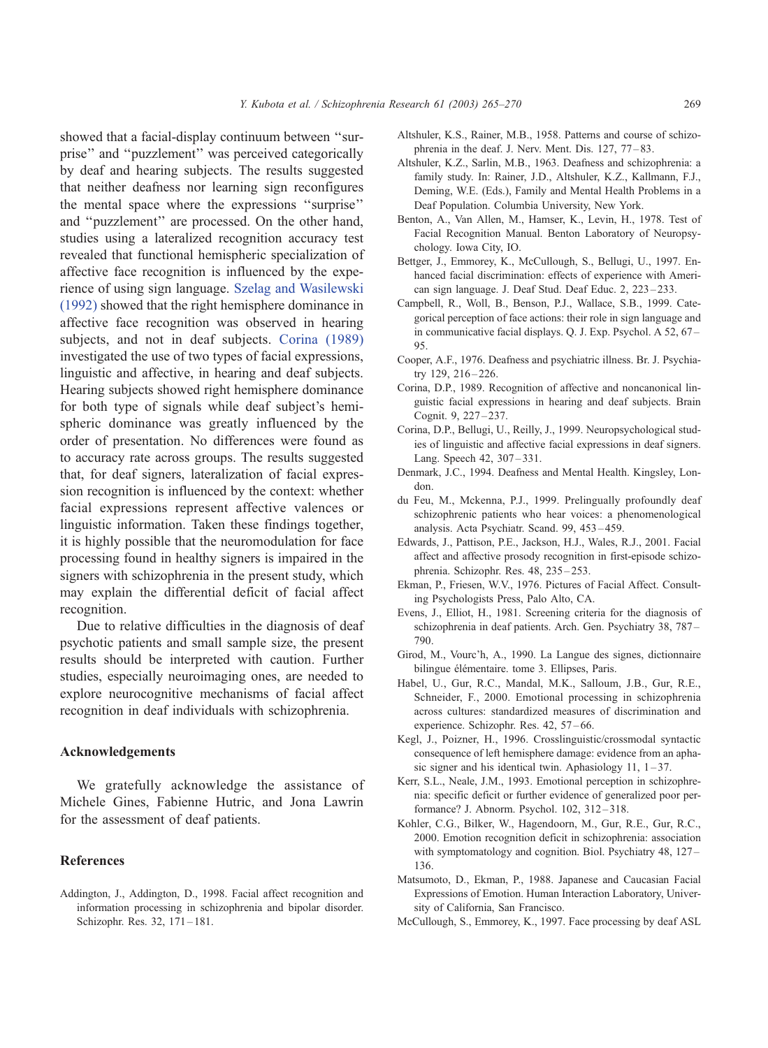showed that a facial-display continuum between ''surprise'' and ''puzzlement'' was perceived categorically by deaf and hearing subjects. The results suggested that neither deafness nor learning sign reconfigures the mental space where the expressions ''surprise'' and ''puzzlement'' are processed. On the other hand, studies using a lateralized recognition accuracy test revealed that functional hemispheric specialization of affective face recognition is influenced by the experience of using sign language. Szelag and Wasilewski (1992) showed that the right hemisphere dominance in affective face recognition was observed in hearing subjects, and not in deaf subjects. Corina (1989) investigated the use of two types of facial expressions, linguistic and affective, in hearing and deaf subjects. Hearing subjects showed right hemisphere dominance for both type of signals while deaf subject's hemispheric dominance was greatly influenced by the order of presentation. No differences were found as to accuracy rate across groups. The results suggested that, for deaf signers, lateralization of facial expression recognition is influenced by the context: whether facial expressions represent affective valences or linguistic information. Taken these findings together, it is highly possible that the neuromodulation for face processing found in healthy signers is impaired in the signers with schizophrenia in the present study, which may explain the differential deficit of facial affect recognition.

Due to relative difficulties in the diagnosis of deaf psychotic patients and small sample size, the present results should be interpreted with caution. Further studies, especially neuroimaging ones, are needed to explore neurocognitive mechanisms of facial affect recognition in deaf individuals with schizophrenia.

## Acknowledgements

We gratefully acknowledge the assistance of Michele Gines, Fabienne Hutric, and Jona Lawrin for the assessment of deaf patients.

## References

Addington, J., Addington, D., 1998. Facial affect recognition and information processing in schizophrenia and bipolar disorder. Schizophr. Res. 32, 171–181.

Altshuler, K.S., Rainer, M.B., 1958. Patterns and course of schizophrenia in the deaf. J. Nerv. Ment. Dis. 127, 77–83.

Altshuler, K.Z., Sarlin, M.B., 1963. Deafness and schizophrenia: a family study. In: Rainer, J.D., Altshuler, K.Z., Kallmann, F.J., Deming, W.E. (Eds.), Family and Mental Health Problems in a Deaf Population. Columbia University, New York.

Benton, A., Van Allen, M., Hamser, K., Levin, H., 1978. Test of Facial Recognition Manual. Benton Laboratory of Neuropsychology. Iowa City, IO.

Bettger, J., Emmorey, K., McCullough, S., Bellugi, U., 1997. Enhanced facial discrimination: effects of experience with American sign language. J. Deaf Stud. Deaf Educ. 2, 223–233.

Campbell, R., Woll, B., Benson, P.J., Wallace, S.B., 1999. Categorical perception of face actions: their role in sign language and in communicative facial displays. Q. J. Exp. Psychol. A 52, 67–95.

Cooper, A.F., 1976. Deafness and psychiatric illness. Br. J. Psychiatry 129, 216–226.

Corina, D.P., 1989. Recognition of affective and noncanonical linguistic facial expressions in hearing and deaf subjects. Brain Cognit. 9, 227–237.

Corina, D.P., Bellugi, U., Reilly, J., 1999. Neuropsychological studies of linguistic and affective facial expressions in deaf signers. Lang. Speech 42, 307–331.

Denmark, J.C., 1994. Deafness and Mental Health. Kingsley, London.

du Feu, M., Mckenna, P.J., 1999. Prelingually profoundly deaf schizophrenic patients who hear voices: a phenomenological analysis. Acta Psychiatr. Scand. 99, 453–459.

Edwards, J., Pattison, P.E., Jackson, H.J., Wales, R.J., 2001. Facial affect and affective prosody recognition in first-episode schizophrenia. Schizophr. Res. 48, 235–253.

Ekman, P., Friesen, W.V., 1976. Pictures of Facial Affect. Consulting Psychologists Press, Palo Alto, CA.

Evens, J., Elliot, H., 1981. Screening criteria for the diagnosis of schizophrenia in deaf patients. Arch. Gen. Psychiatry 38, 787–790.

Girod, M., Vourc'h, A., 1990. La Langue des signes, dictionnaire bilingue élémentaire. tome 3. Ellipses, Paris.

Habel, U., Gur, R.C., Mandal, M.K., Salloum, J.B., Gur, R.E., Schneider, F., 2000. Emotional processing in schizophrenia across cultures: standardized measures of discrimination and experience. Schizophr. Res. 42, 57–66.

Kegl, J., Poizner, H., 1996. Crosslinguistic/crossmodal syntactic consequence of left hemisphere damage: evidence from an aphasic signer and his identical twin. Aphasiology 11, 1–37.

Kerr, S.L., Neale, J.M., 1993. Emotional perception in schizophrenia: specific deficit or further evidence of generalized poor performance? J. Abnorm. Psychol. 102, 312–318.

Kohler, C.G., Bilker, W., Hagendoorn, M., Gur, R.E., Gur, R.C., 2000. Emotion recognition deficit in schizophrenia: association with symptomatology and cognition. Biol. Psychiatry 48, 127–136.

Matsumoto, D., Ekman, P., 1988. Japanese and Caucasian Facial Expressions of Emotion. Human Interaction Laboratory, University of California, San Francisco.

McCullough, S., Emmorey, K., 1997. Face processing by deaf ASL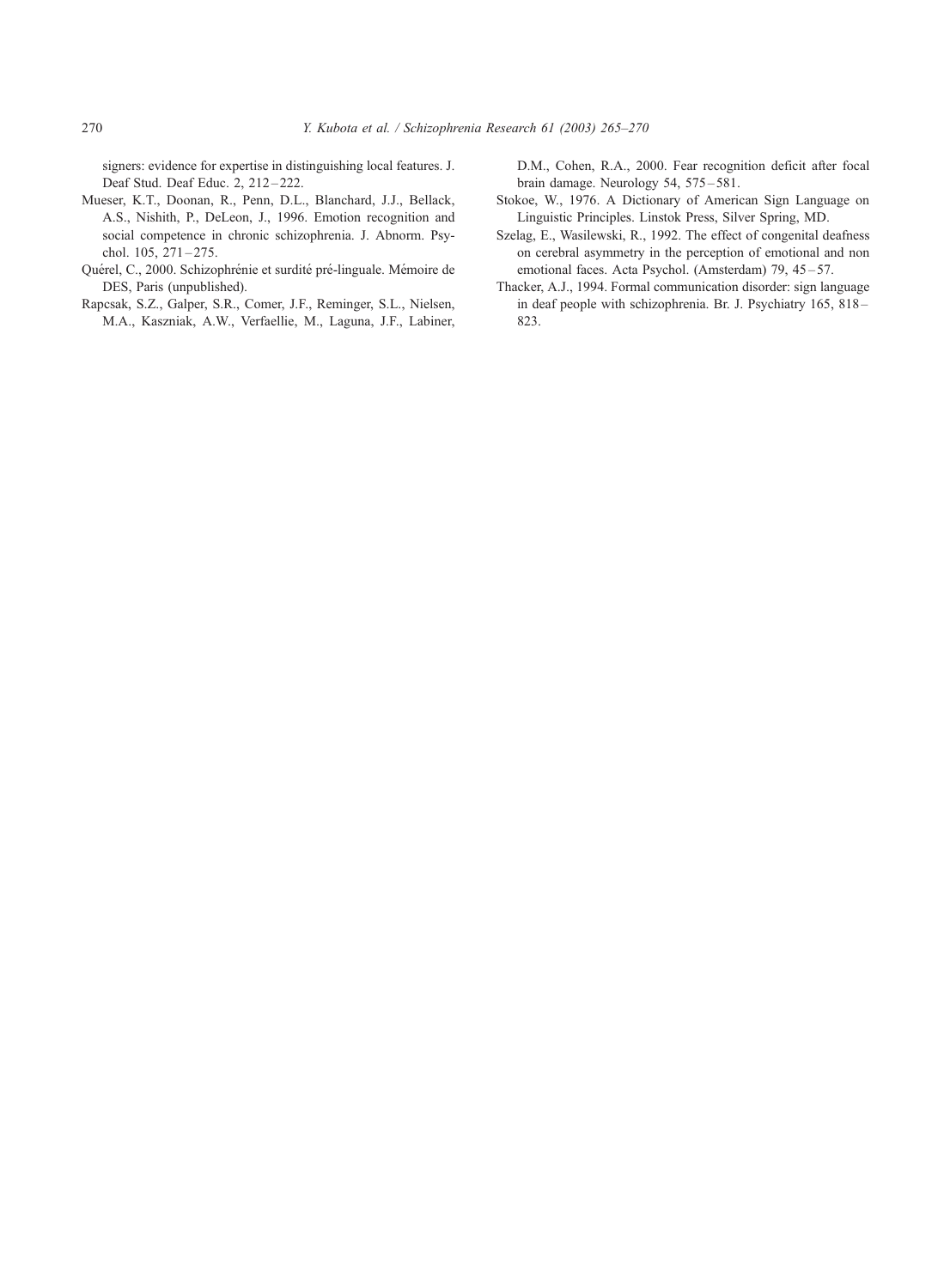signers: evidence for expertise in distinguishing local features. J. Deaf Stud. Deaf Educ. 2, 212–222.

Mueser, K.T., Doonan, R., Penn, D.L., Blanchard, J.J., Bellack, A.S., Nishith, P., DeLeon, J., 1996. Emotion recognition and social competence in chronic schizophrenia. J. Abnorm. Psychol. 105, 271–275.

Quérel, C., 2000. Schizophrénie et surdité pré-linguale. Mémoire de DES, Paris (unpublished).

Rapcsak, S.Z., Galper, S.R., Comer, J.F., Reminger, S.L., Nielsen, M.A., Kaszniak, A.W., Verfaellie, M., Laguna, J.F., Labiner, D.M., Cohen, R.A., 2000. Fear recognition deficit after focal brain damage. Neurology 54, 575–581.

Stokoe, W., 1976. A Dictionary of American Sign Language on Linguistic Principles. Linstok Press, Silver Spring, MD.

Szelag, E., Wasilewski, R., 1992. The effect of congenital deafness on cerebral asymmetry in the perception of emotional and non emotional faces. Acta Psychol. (Amsterdam) 79, 45–57.

Thacker, A.J., 1994. Formal communication disorder: sign language in deaf people with schizophrenia. Br. J. Psychiatry 165, 818–823.